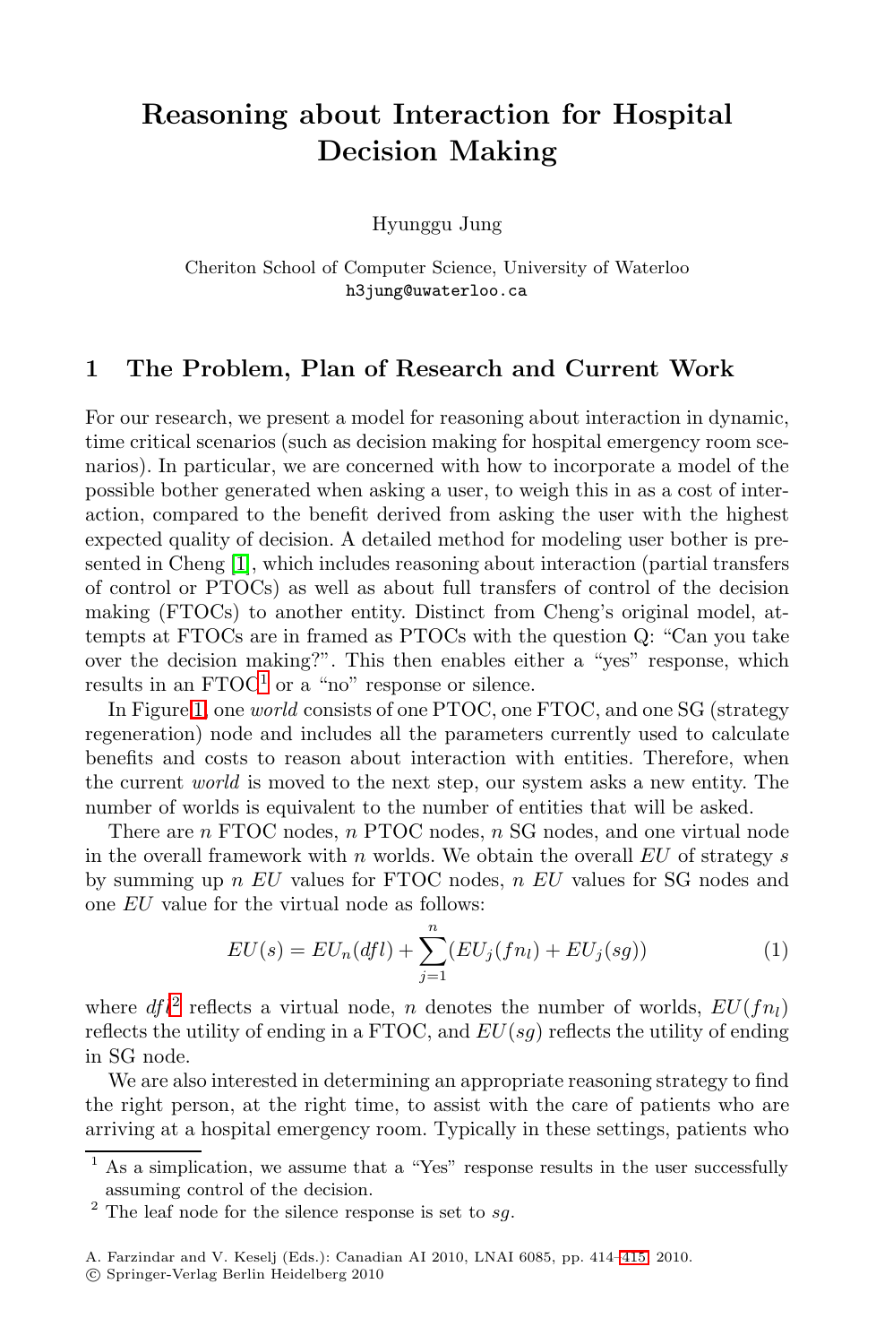# Reasoning about Interaction for Hospital Decision Making

Hyunggu Jung

Cheriton School of Computer Science, University of Waterloo
h3jung@uwaterloo.ca

## 1 The Problem, Plan of Research and Current Work

For our research, we present a model for reasoning about interaction in dynamic, time critical scenarios (such as decision making for hospital emergency room scenarios). In particular, we are concerned with how to incorporate a model of the possible bother generated when asking a user, to weigh this in as a cost of interaction, compared to the benefit derived from asking the user with the highest expected quality of decision. A detailed method for modeling user bother is presented in Cheng [1], which includes reasoning about interaction (partial transfers of control or PTOCs) as well as about full transfers of control of the decision making (FTOCs) to another entity. Distinct from Cheng's original model, attempts at FTOCs are in framed as PTOCs with the question Q: "Can you take over the decision making?". This then enables either a "yes" response, which results in an FTOC[1] or a "no" response or silence.

In Figure 1, one *world* consists of one PTOC, one FTOC, and one SG (strategy regeneration) node and includes all the parameters currently used to calculate benefits and costs to reason about interaction with entities. Therefore, when the current *world* is moved to the next step, our system asks a new entity. The number of worlds is equivalent to the number of entities that will be asked.

There are $n$ FTOC nodes, $n$ PTOC nodes, $n$ SG nodes, and one virtual node in the overall framework with $n$ worlds. We obtain the overall $EU$ of strategy $s$ by summing up $n$ $EU$ values for FTOC nodes, $n$ $EU$ values for SG nodes and one $EU$ value for the virtual node as follows:

$$EU(s) = EU_n(dfl) + \sum_{j=1}^{n}(EU_j(fn_l) + EU_j(sg)) \tag{1}$$

where $dfl$[2] reflects a virtual node, $n$ denotes the number of worlds, $EU(fn_l)$ reflects the utility of ending in a FTOC, and $EU(sg)$ reflects the utility of ending in SG node.

We are also interested in determining an appropriate reasoning strategy to find the right person, at the right time, to assist with the care of patients who are arriving at a hospital emergency room. Typically in these settings, patients who

---

[1] As a simplication, we assume that a "Yes" response results in the user successfully assuming control of the decision.

[2] The leaf node for the silence response is set to $sg$.

A. Farzindar and V. Keselj (Eds.): Canadian AI 2010, LNAI 6085, pp. 414–415, 2010.
© Springer-Verlag Berlin Heidelberg 2010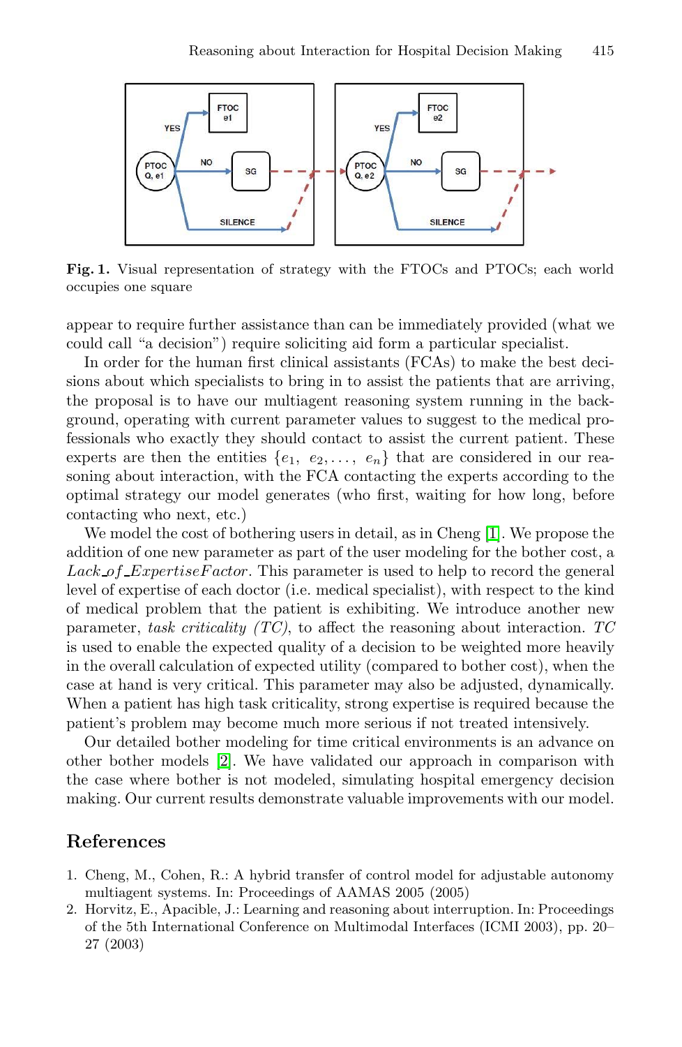PTOC Q, e1
YES
FTOC e1
NO
SG
SILENCE

PTOC Q, e2
YES
FTOC e2
NO
SG
SILENCE

**Fig. 1.** Visual representation of strategy with the FTOCs and PTOCs; each world occupies one square

appear to require further assistance than can be immediately provided (what we could call "a decision") require soliciting aid form a particular specialist.

In order for the human first clinical assistants (FCAs) to make the best decisions about which specialists to bring in to assist the patients that are arriving, the proposal is to have our multiagent reasoning system running in the background, operating with current parameter values to suggest to the medical professionals who exactly they should contact to assist the current patient. These experts are then the entities $\{e_1, e_2, \ldots, e_n\}$ that are considered in our reasoning about interaction, with the FCA contacting the experts according to the optimal strategy our model generates (who first, waiting for how long, before contacting who next, etc.)

We model the cost of bothering users in detail, as in Cheng [1]. We propose the addition of one new parameter as part of the user modeling for the bother cost, a *Lack_of_ExpertiseFactor*. This parameter is used to help to record the general level of expertise of each doctor (i.e. medical specialist), with respect to the kind of medical problem that the patient is exhibiting. We introduce another new parameter, *task criticality (TC)*, to affect the reasoning about interaction. *TC* is used to enable the expected quality of a decision to be weighted more heavily in the overall calculation of expected utility (compared to bother cost), when the case at hand is very critical. This parameter may also be adjusted, dynamically. When a patient has high task criticality, strong expertise is required because the patient's problem may become much more serious if not treated intensively.

Our detailed bother modeling for time critical environments is an advance on other bother models [2]. We have validated our approach in comparison with the case where bother is not modeled, simulating hospital emergency decision making. Our current results demonstrate valuable improvements with our model.

## References

1. Cheng, M., Cohen, R.: A hybrid transfer of control model for adjustable autonomy multiagent systems. In: Proceedings of AAMAS 2005 (2005)
2. Horvitz, E., Apacible, J.: Learning and reasoning about interruption. In: Proceedings of the 5th International Conference on Multimodal Interfaces (ICMI 2003), pp. 20–27 (2003)